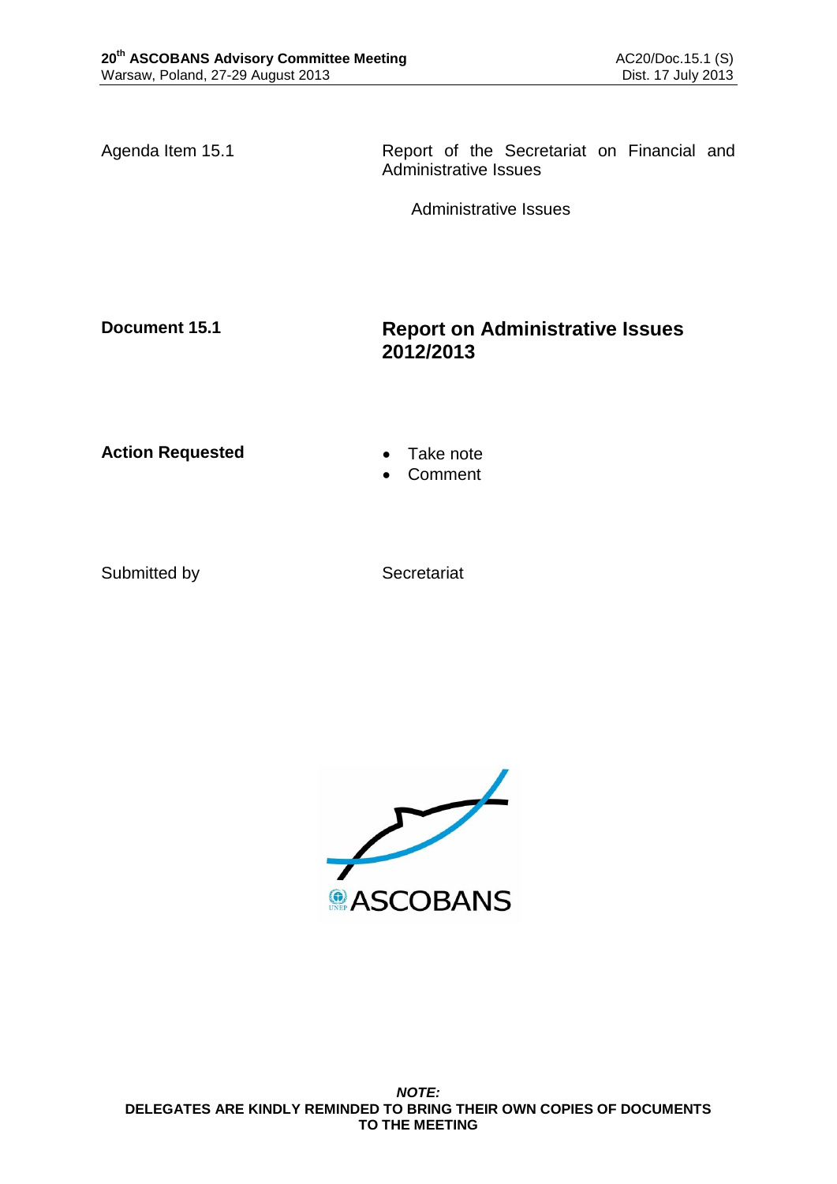20th ASCOBANS Advisory Committee Meeting
Warsaw, Poland, 27-29 August 2013

AC20/Doc.15.1 (S)
Dist. 17 July 2013

| | |
|---|---|
| Agenda Item 15.1 | Report of the Secretariat on Financial and Administrative Issues |
| | Administrative Issues |

**Document 15.1**

# Report on Administrative Issues 2012/2013

**Action Requested**

- Take note
- Comment

Submitted by: Secretariat

ASCOBANS

***NOTE:***
**DELEGATES ARE KINDLY REMINDED TO BRING THEIR OWN COPIES OF DOCUMENTS TO THE MEETING**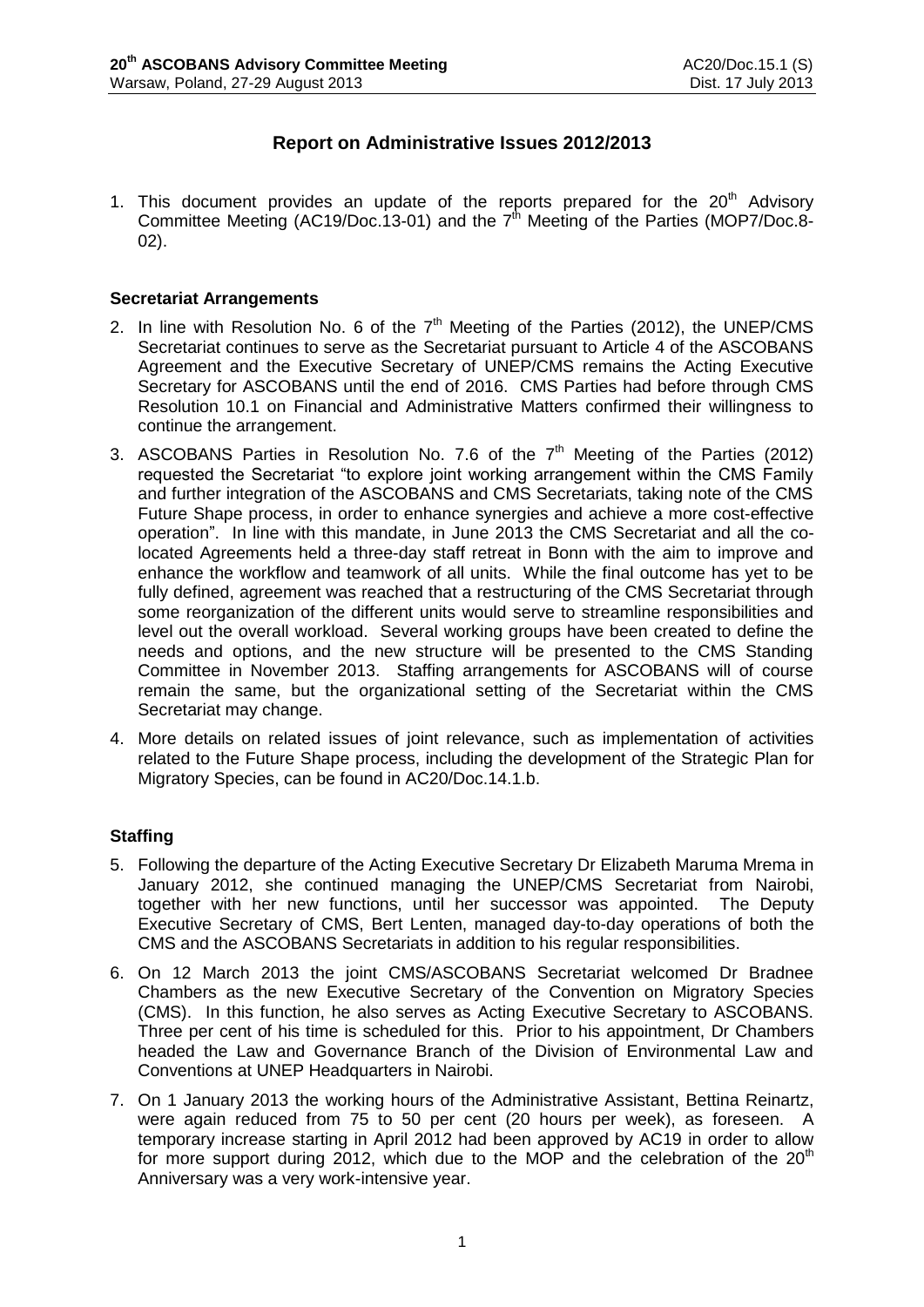# Report on Administrative Issues 2012/2013

1. This document provides an update of the reports prepared for the 20th Advisory Committee Meeting (AC19/Doc.13-01) and the 7th Meeting of the Parties (MOP7/Doc.8-02).

## Secretariat Arrangements

2. In line with Resolution No. 6 of the 7th Meeting of the Parties (2012), the UNEP/CMS Secretariat continues to serve as the Secretariat pursuant to Article 4 of the ASCOBANS Agreement and the Executive Secretary of UNEP/CMS remains the Acting Executive Secretary for ASCOBANS until the end of 2016. CMS Parties had before through CMS Resolution 10.1 on Financial and Administrative Matters confirmed their willingness to continue the arrangement.

3. ASCOBANS Parties in Resolution No. 7.6 of the 7th Meeting of the Parties (2012) requested the Secretariat "to explore joint working arrangement within the CMS Family and further integration of the ASCOBANS and CMS Secretariats, taking note of the CMS Future Shape process, in order to enhance synergies and achieve a more cost-effective operation". In line with this mandate, in June 2013 the CMS Secretariat and all the co-located Agreements held a three-day staff retreat in Bonn with the aim to improve and enhance the workflow and teamwork of all units. While the final outcome has yet to be fully defined, agreement was reached that a restructuring of the CMS Secretariat through some reorganization of the different units would serve to streamline responsibilities and level out the overall workload. Several working groups have been created to define the needs and options, and the new structure will be presented to the CMS Standing Committee in November 2013. Staffing arrangements for ASCOBANS will of course remain the same, but the organizational setting of the Secretariat within the CMS Secretariat may change.

4. More details on related issues of joint relevance, such as implementation of activities related to the Future Shape process, including the development of the Strategic Plan for Migratory Species, can be found in AC20/Doc.14.1.b.

## Staffing

5. Following the departure of the Acting Executive Secretary Dr Elizabeth Maruma Mrema in January 2012, she continued managing the UNEP/CMS Secretariat from Nairobi, together with her new functions, until her successor was appointed. The Deputy Executive Secretary of CMS, Bert Lenten, managed day-to-day operations of both the CMS and the ASCOBANS Secretariats in addition to his regular responsibilities.

6. On 12 March 2013 the joint CMS/ASCOBANS Secretariat welcomed Dr Bradnee Chambers as the new Executive Secretary of the Convention on Migratory Species (CMS). In this function, he also serves as Acting Executive Secretary to ASCOBANS. Three per cent of his time is scheduled for this. Prior to his appointment, Dr Chambers headed the Law and Governance Branch of the Division of Environmental Law and Conventions at UNEP Headquarters in Nairobi.

7. On 1 January 2013 the working hours of the Administrative Assistant, Bettina Reinartz, were again reduced from 75 to 50 per cent (20 hours per week), as foreseen. A temporary increase starting in April 2012 had been approved by AC19 in order to allow for more support during 2012, which due to the MOP and the celebration of the 20th Anniversary was a very work-intensive year.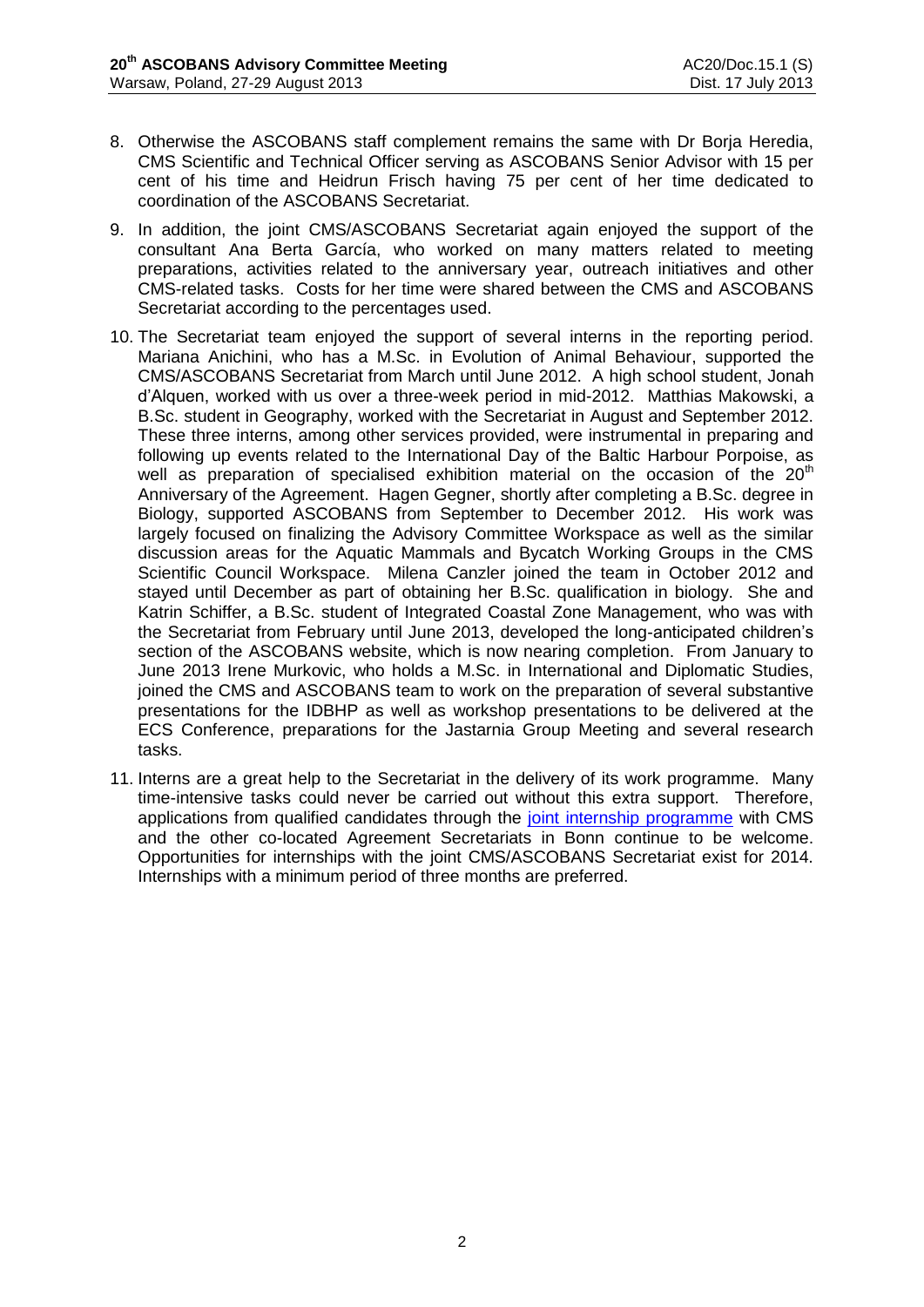8. Otherwise the ASCOBANS staff complement remains the same with Dr Borja Heredia, CMS Scientific and Technical Officer serving as ASCOBANS Senior Advisor with 15 per cent of his time and Heidrun Frisch having 75 per cent of her time dedicated to coordination of the ASCOBANS Secretariat.

9. In addition, the joint CMS/ASCOBANS Secretariat again enjoyed the support of the consultant Ana Berta García, who worked on many matters related to meeting preparations, activities related to the anniversary year, outreach initiatives and other CMS-related tasks. Costs for her time were shared between the CMS and ASCOBANS Secretariat according to the percentages used.

10. The Secretariat team enjoyed the support of several interns in the reporting period. Mariana Anichini, who has a M.Sc. in Evolution of Animal Behaviour, supported the CMS/ASCOBANS Secretariat from March until June 2012. A high school student, Jonah d'Alquen, worked with us over a three-week period in mid-2012. Matthias Makowski, a B.Sc. student in Geography, worked with the Secretariat in August and September 2012. These three interns, among other services provided, were instrumental in preparing and following up events related to the International Day of the Baltic Harbour Porpoise, as well as preparation of specialised exhibition material on the occasion of the 20th Anniversary of the Agreement. Hagen Gegner, shortly after completing a B.Sc. degree in Biology, supported ASCOBANS from September to December 2012. His work was largely focused on finalizing the Advisory Committee Workspace as well as the similar discussion areas for the Aquatic Mammals and Bycatch Working Groups in the CMS Scientific Council Workspace. Milena Canzler joined the team in October 2012 and stayed until December as part of obtaining her B.Sc. qualification in biology. She and Katrin Schiffer, a B.Sc. student of Integrated Coastal Zone Management, who was with the Secretariat from February until June 2013, developed the long-anticipated children's section of the ASCOBANS website, which is now nearing completion. From January to June 2013 Irene Murkovic, who holds a M.Sc. in International and Diplomatic Studies, joined the CMS and ASCOBANS team to work on the preparation of several substantive presentations for the IDBHP as well as workshop presentations to be delivered at the ECS Conference, preparations for the Jastarnia Group Meeting and several research tasks.

11. Interns are a great help to the Secretariat in the delivery of its work programme. Many time-intensive tasks could never be carried out without this extra support. Therefore, applications from qualified candidates through the joint internship programme with CMS and the other co-located Agreement Secretariats in Bonn continue to be welcome. Opportunities for internships with the joint CMS/ASCOBANS Secretariat exist for 2014. Internships with a minimum period of three months are preferred.